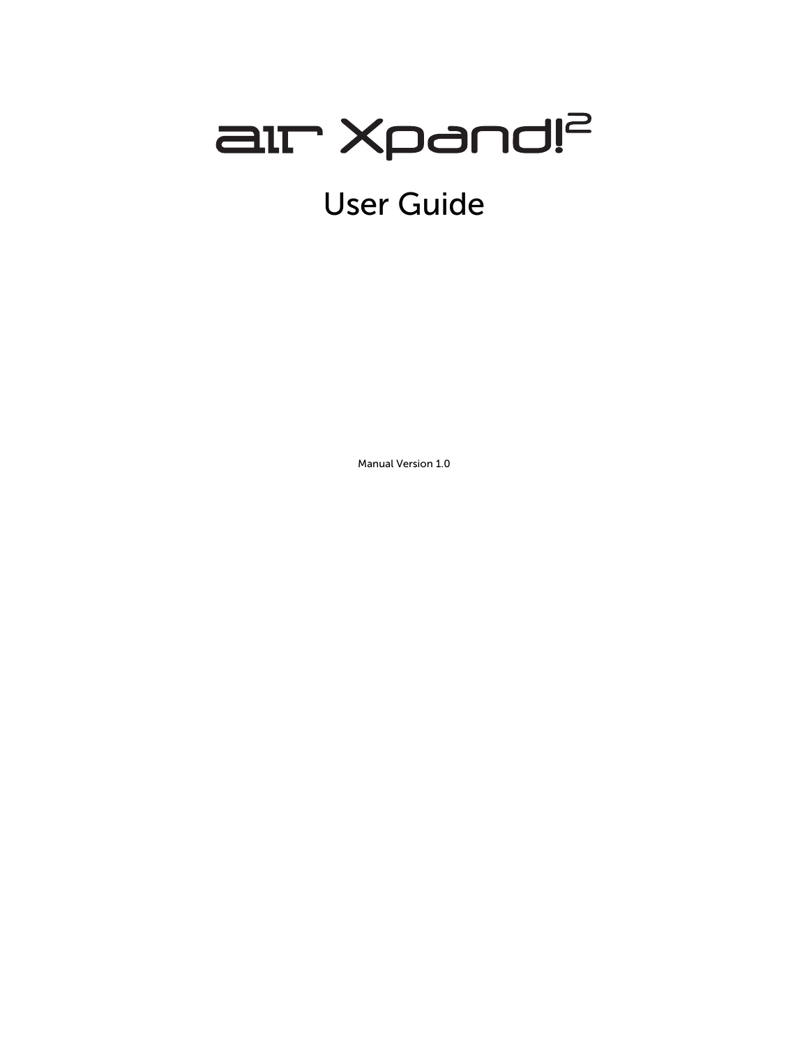# air Xpand!²

## User Guide

Manual Version 1.0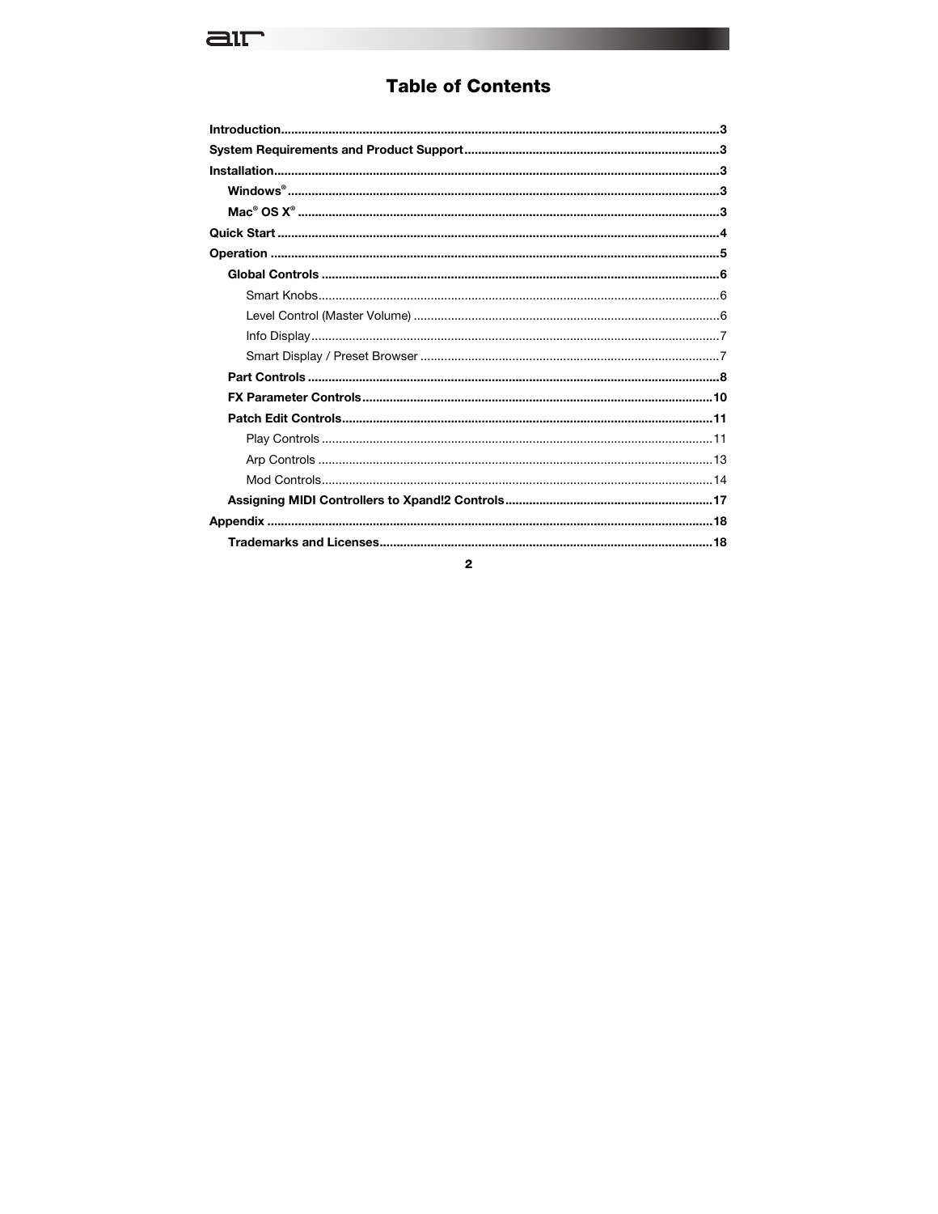# Table of Contents

**Introduction** .......... 3

**System Requirements and Product Support** .......... 3

**Installation** .......... 3

- **Windows®** .......... 3
- **Mac® OS X®** .......... 3

**Quick Start** .......... 4

**Operation** .......... 5

- **Global Controls** .......... 6
  - Smart Knobs .......... 6
  - Level Control (Master Volume) .......... 6
  - Info Display .......... 7
  - Smart Display / Preset Browser .......... 7
- **Part Controls** .......... 8
- **FX Parameter Controls** .......... 10
- **Patch Edit Controls** .......... 11
  - Play Controls .......... 11
  - Arp Controls .......... 13
  - Mod Controls .......... 14
- **Assigning MIDI Controllers to Xpand!2 Controls** .......... 17

**Appendix** .......... 18

- **Trademarks and Licenses** .......... 18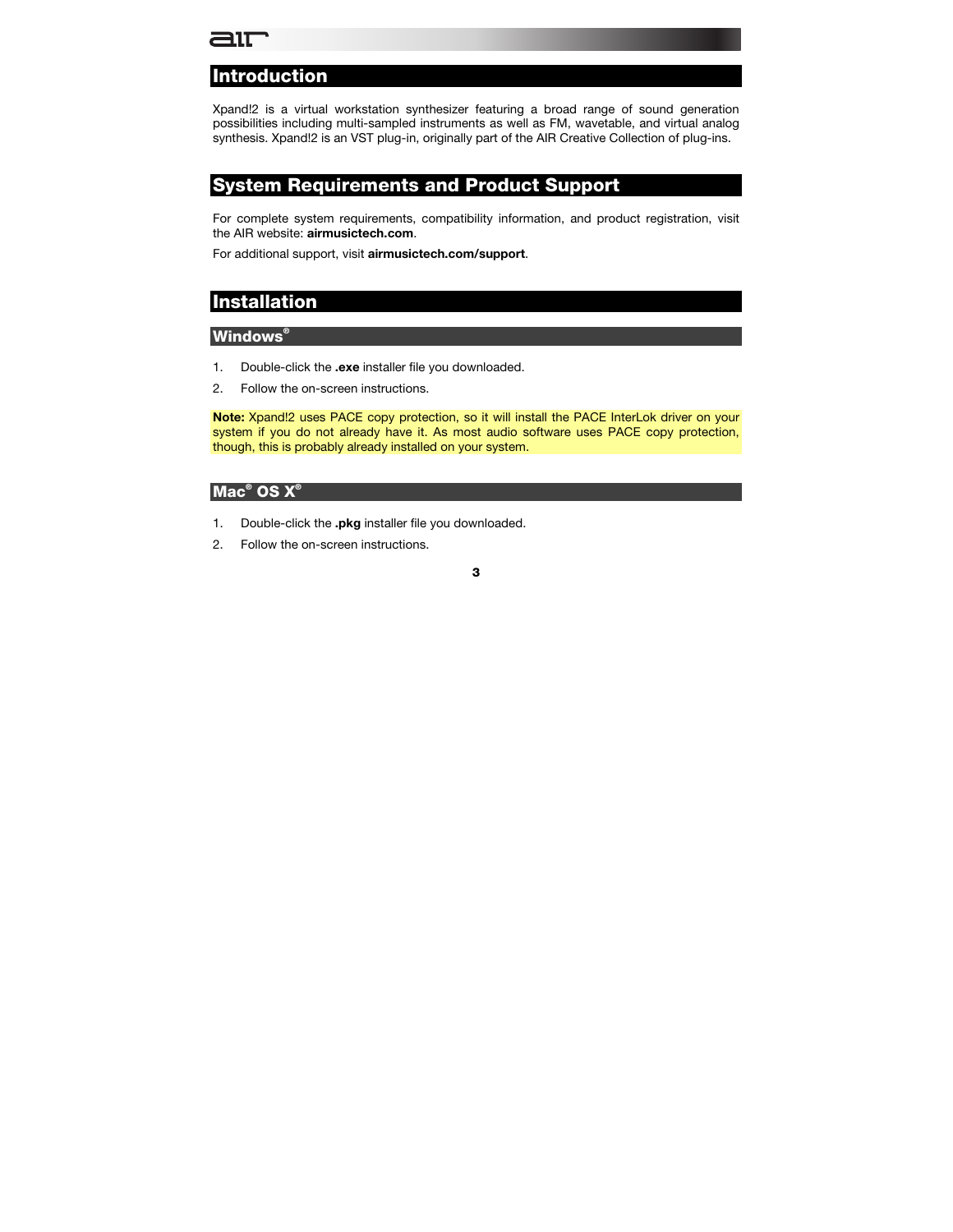# Introduction

Xpand!2 is a virtual workstation synthesizer featuring a broad range of sound generation possibilities including multi-sampled instruments as well as FM, wavetable, and virtual analog synthesis. Xpand!2 is an VST plug-in, originally part of the AIR Creative Collection of plug-ins.

# System Requirements and Product Support

For complete system requirements, compatibility information, and product registration, visit the AIR website: **airmusictech.com**.

For additional support, visit **airmusictech.com/support**.

# Installation

## Windows®

1. Double-click the **.exe** installer file you downloaded.
2. Follow the on-screen instructions.

**Note:** Xpand!2 uses PACE copy protection, so it will install the PACE InterLok driver on your system if you do not already have it. As most audio software uses PACE copy protection, though, this is probably already installed on your system.

## Mac® OS X®

1. Double-click the **.pkg** installer file you downloaded.
2. Follow the on-screen instructions.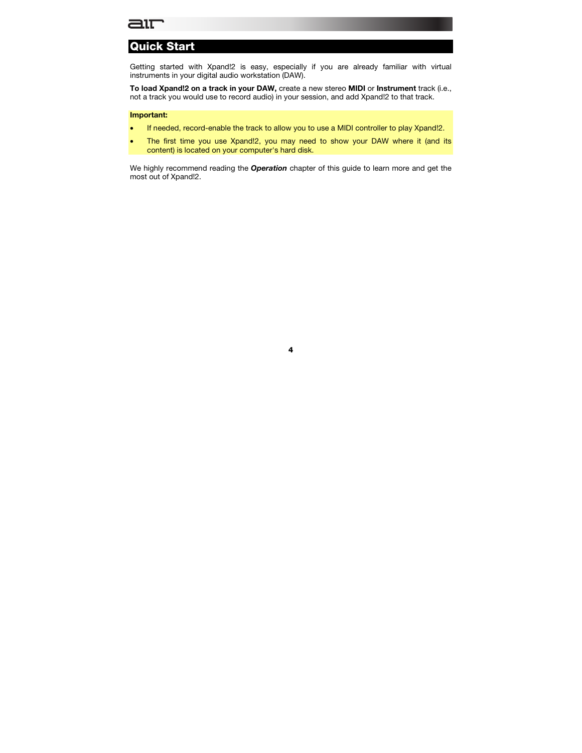## Quick Start

Getting started with Xpand!2 is easy, especially if you are already familiar with virtual instruments in your digital audio workstation (DAW).

**To load Xpand!2 on a track in your DAW,** create a new stereo **MIDI** or **Instrument** track (i.e., not a track you would use to record audio) in your session, and add Xpand!2 to that track.

**Important:**

- If needed, record-enable the track to allow you to use a MIDI controller to play Xpand!2.
- The first time you use Xpand!2, you may need to show your DAW where it (and its content) is located on your computer's hard disk.

We highly recommend reading the ***Operation*** chapter of this guide to learn more and get the most out of Xpand!2.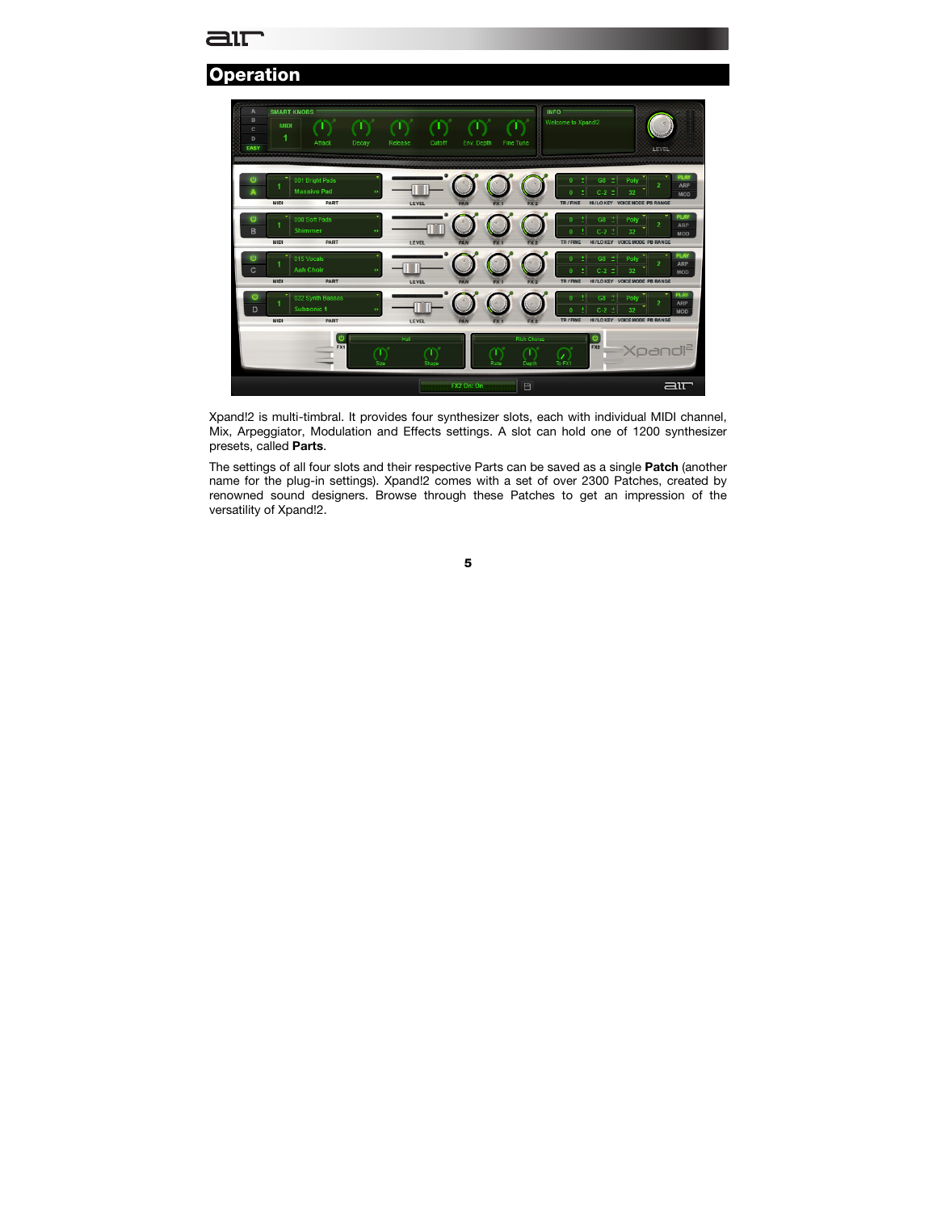## Operation

Xpand!2 is multi-timbral. It provides four synthesizer slots, each with individual MIDI channel, Mix, Arpeggiator, Modulation and Effects settings. A slot can hold one of 1200 synthesizer presets, called **Parts**.

The settings of all four slots and their respective Parts can be saved as a single **Patch** (another name for the plug-in settings). Xpand!2 comes with a set of over 2300 Patches, created by renowned sound designers. Browse through these Patches to get an impression of the versatility of Xpand!2.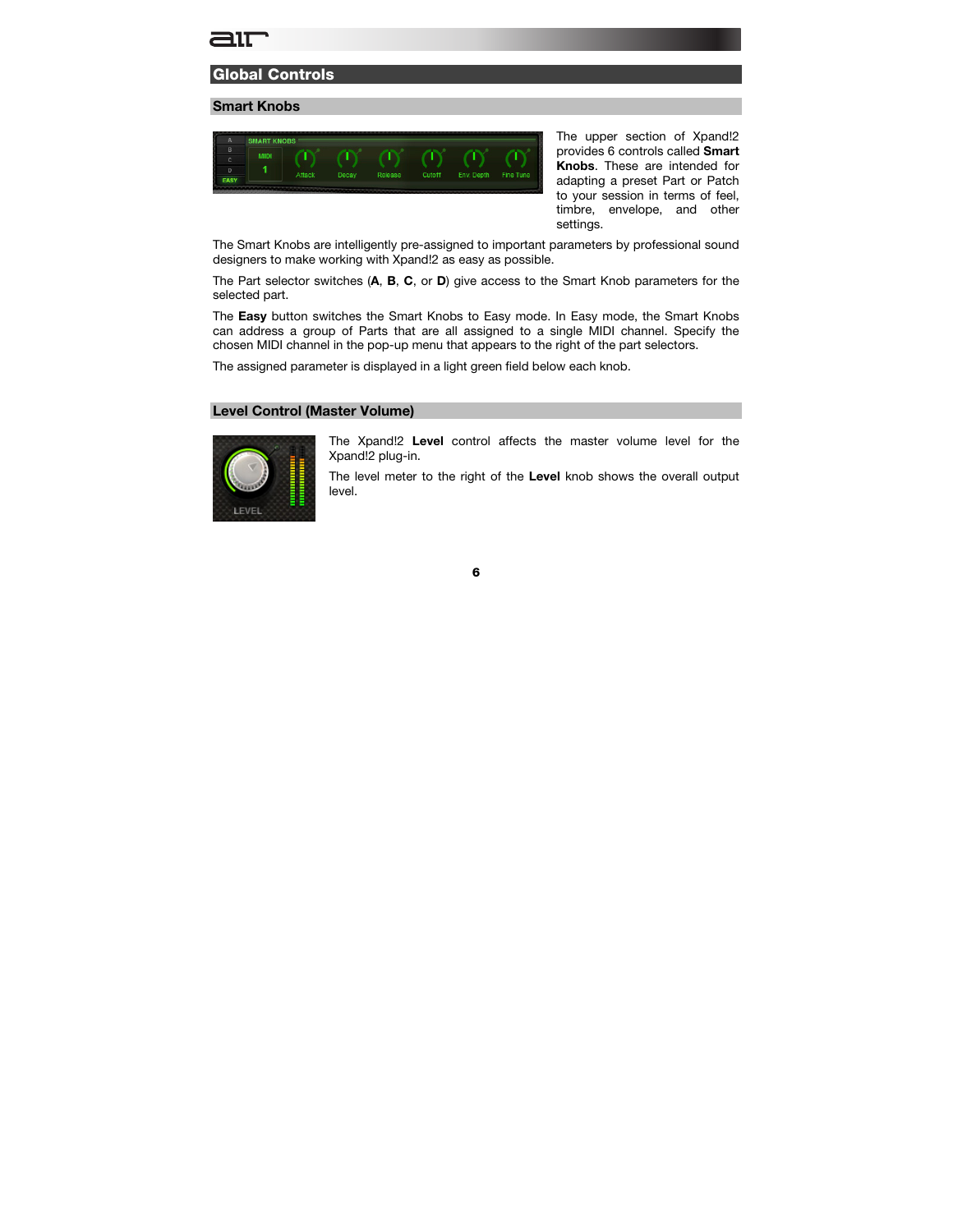## Global Controls

### Smart Knobs

The upper section of Xpand!2 provides 6 controls called **Smart Knobs**. These are intended for adapting a preset Part or Patch to your session in terms of feel, timbre, envelope, and other settings.

The Smart Knobs are intelligently pre-assigned to important parameters by professional sound designers to make working with Xpand!2 as easy as possible.

The Part selector switches (**A**, **B**, **C**, or **D**) give access to the Smart Knob parameters for the selected part.

The **Easy** button switches the Smart Knobs to Easy mode. In Easy mode, the Smart Knobs can address a group of Parts that are all assigned to a single MIDI channel. Specify the chosen MIDI channel in the pop-up menu that appears to the right of the part selectors.

The assigned parameter is displayed in a light green field below each knob.

### Level Control (Master Volume)

The Xpand!2 **Level** control affects the master volume level for the Xpand!2 plug-in.

The level meter to the right of the **Level** knob shows the overall output level.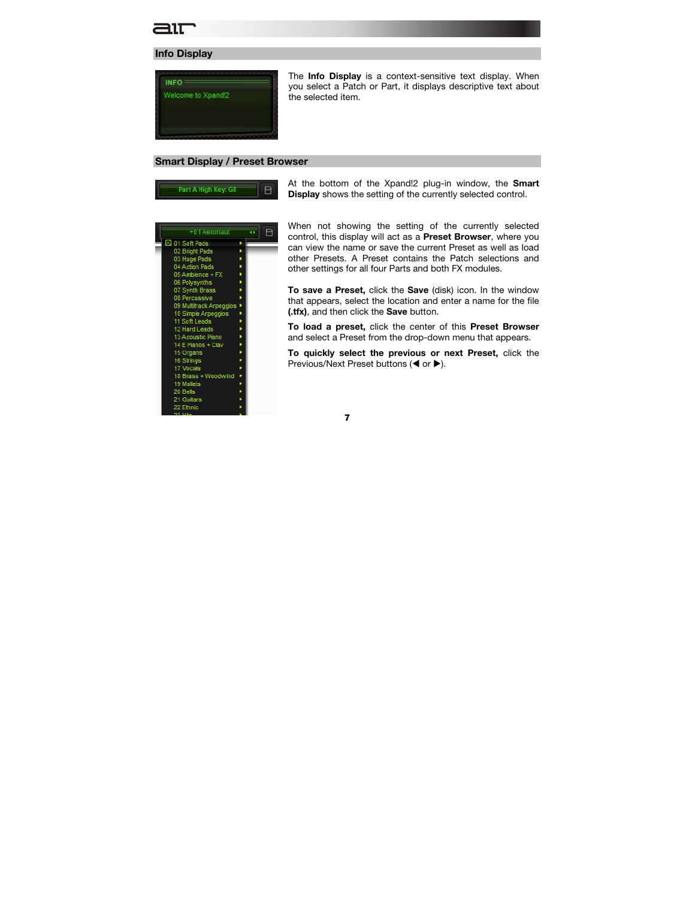## Info Display

The **Info Display** is a context-sensitive text display. When you select a Patch or Part, it displays descriptive text about the selected item.

## Smart Display / Preset Browser

At the bottom of the Xpand!2 plug-in window, the **Smart Display** shows the setting of the currently selected control.

When not showing the setting of the currently selected control, this display will act as a **Preset Browser**, where you can view the name or save the current Preset as well as load other Presets. A Preset contains the Patch selections and other settings for all four Parts and both FX modules.

**To save a Preset,** click the **Save** (disk) icon. In the window that appears, select the location and enter a name for the file **(.tfx)**, and then click the **Save** button.

**To load a preset,** click the center of this **Preset Browser** and select a Preset from the drop-down menu that appears.

**To quickly select the previous or next Preset,** click the Previous/Next Preset buttons (◀ or ▶).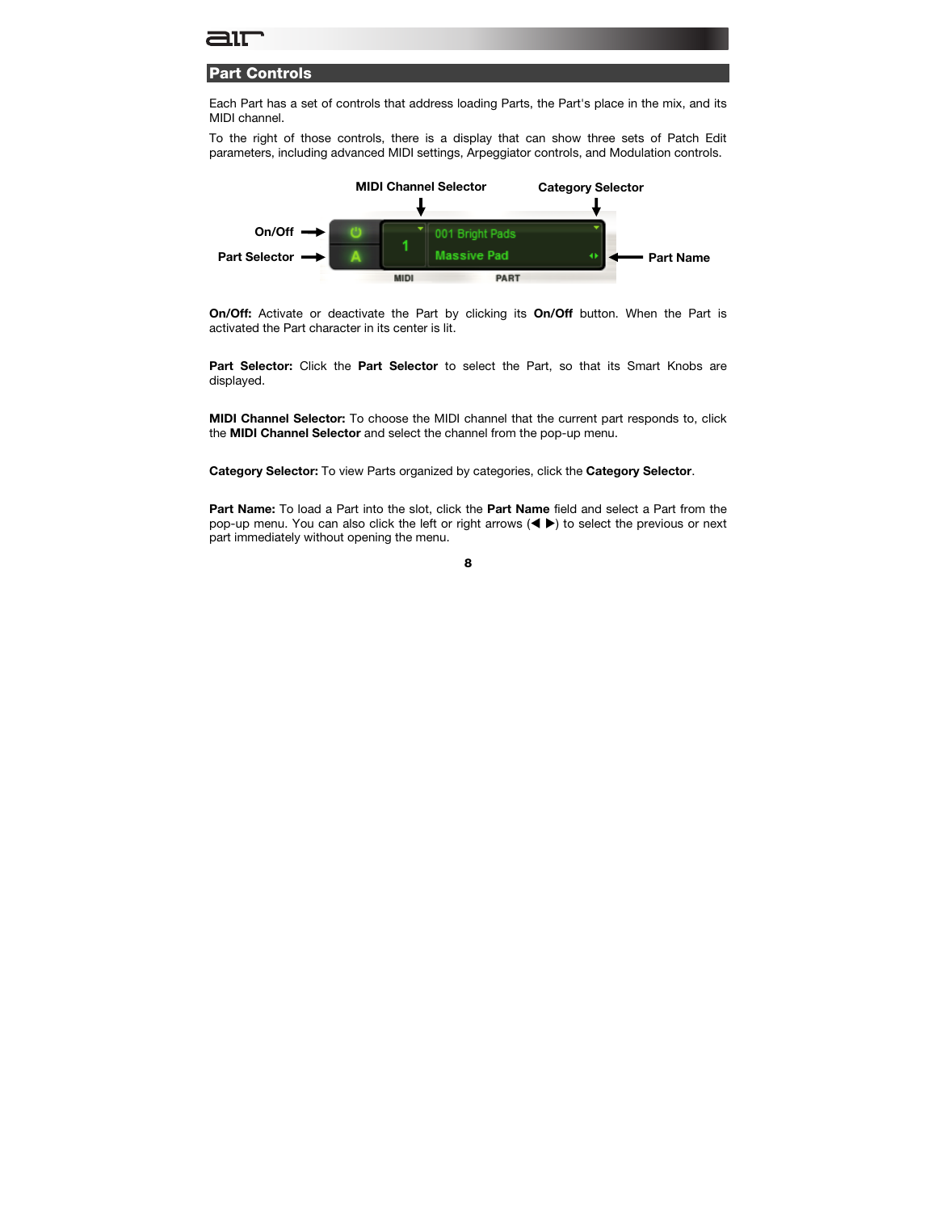## Part Controls

Each Part has a set of controls that address loading Parts, the Part's place in the mix, and its MIDI channel.

To the right of those controls, there is a display that can show three sets of Patch Edit parameters, including advanced MIDI settings, Arpeggiator controls, and Modulation controls.

**On/Off:** Activate or deactivate the Part by clicking its **On/Off** button. When the Part is activated the Part character in its center is lit.

**Part Selector:** Click the **Part Selector** to select the Part, so that its Smart Knobs are displayed.

**MIDI Channel Selector:** To choose the MIDI channel that the current part responds to, click the **MIDI Channel Selector** and select the channel from the pop-up menu.

**Category Selector:** To view Parts organized by categories, click the **Category Selector**.

**Part Name:** To load a Part into the slot, click the **Part Name** field and select a Part from the pop-up menu. You can also click the left or right arrows (◀ ▶) to select the previous or next part immediately without opening the menu.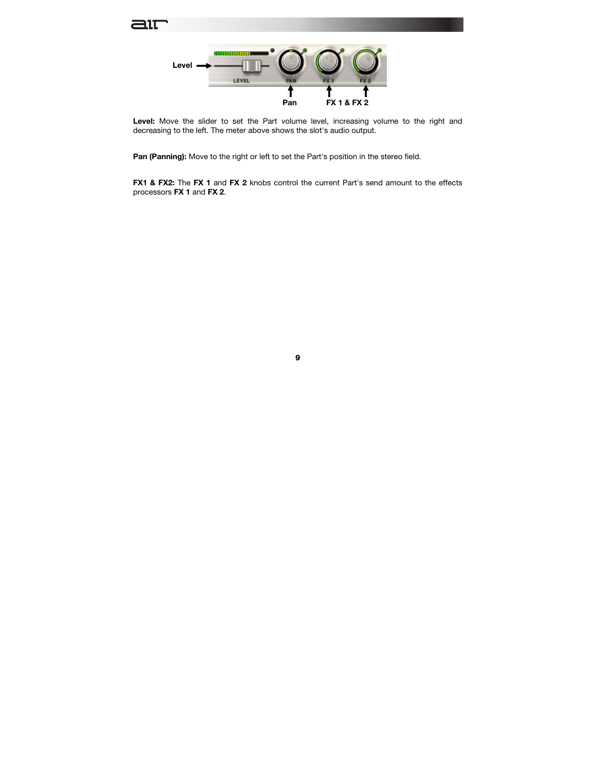**Level:** Move the slider to set the Part volume level, increasing volume to the right and decreasing to the left. The meter above shows the slot's audio output.

**Pan (Panning):** Move to the right or left to set the Part's position in the stereo field.

**FX1 & FX2:** The **FX 1** and **FX 2** knobs control the current Part's send amount to the effects processors **FX 1** and **FX 2**.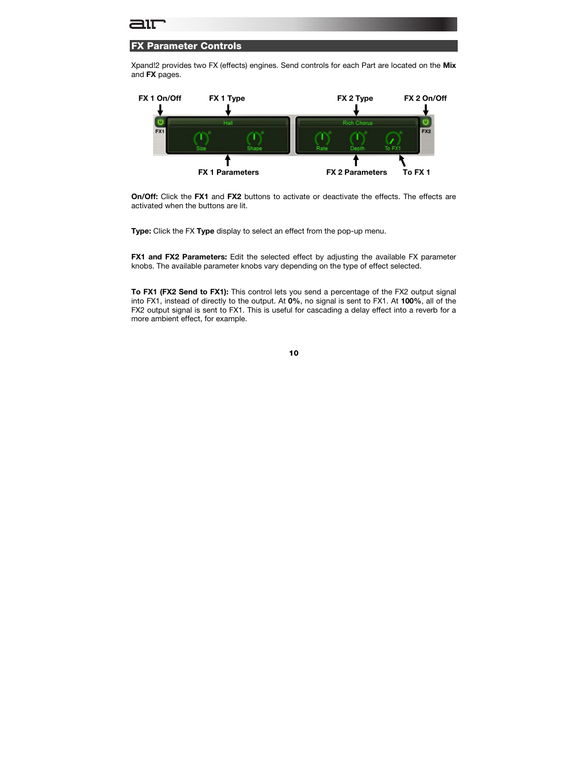## FX Parameter Controls

Xpand!2 provides two FX (effects) engines. Send controls for each Part are located on the **Mix** and **FX** pages.

**On/Off:** Click the **FX1** and **FX2** buttons to activate or deactivate the effects. The effects are activated when the buttons are lit.

**Type:** Click the FX **Type** display to select an effect from the pop-up menu.

**FX1 and FX2 Parameters:** Edit the selected effect by adjusting the available FX parameter knobs. The available parameter knobs vary depending on the type of effect selected.

**To FX1 (FX2 Send to FX1):** This control lets you send a percentage of the FX2 output signal into FX1, instead of directly to the output. At **0%**, no signal is sent to FX1. At **100%**, all of the FX2 output signal is sent to FX1. This is useful for cascading a delay effect into a reverb for a more ambient effect, for example.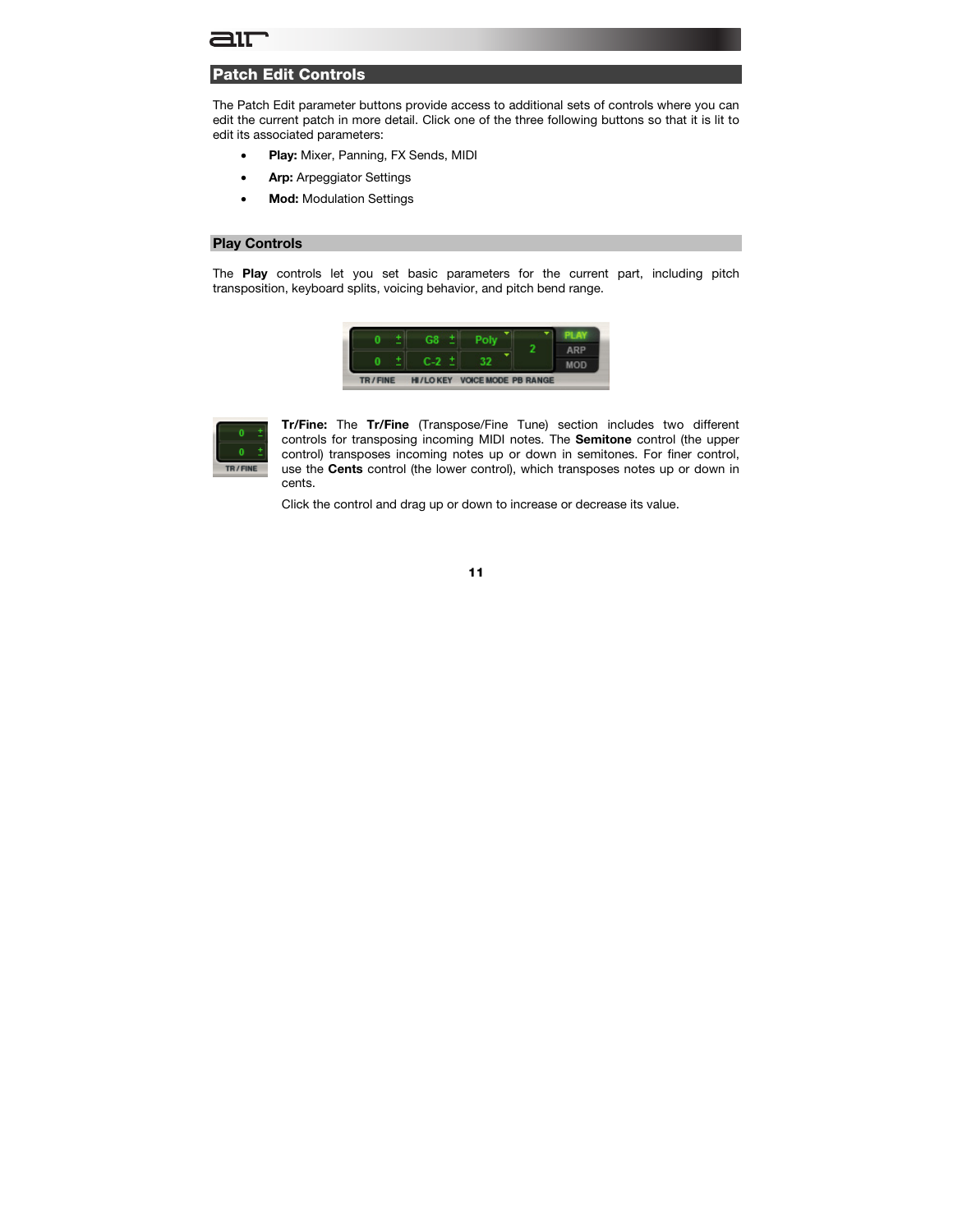## Patch Edit Controls

The Patch Edit parameter buttons provide access to additional sets of controls where you can edit the current patch in more detail. Click one of the three following buttons so that it is lit to edit its associated parameters:

- **Play:** Mixer, Panning, FX Sends, MIDI
- **Arp:** Arpeggiator Settings
- **Mod:** Modulation Settings

### Play Controls

The **Play** controls let you set basic parameters for the current part, including pitch transposition, keyboard splits, voicing behavior, and pitch bend range.

**Tr/Fine:** The **Tr/Fine** (Transpose/Fine Tune) section includes two different controls for transposing incoming MIDI notes. The **Semitone** control (the upper control) transposes incoming notes up or down in semitones. For finer control, use the **Cents** control (the lower control), which transposes notes up or down in cents.

Click the control and drag up or down to increase or decrease its value.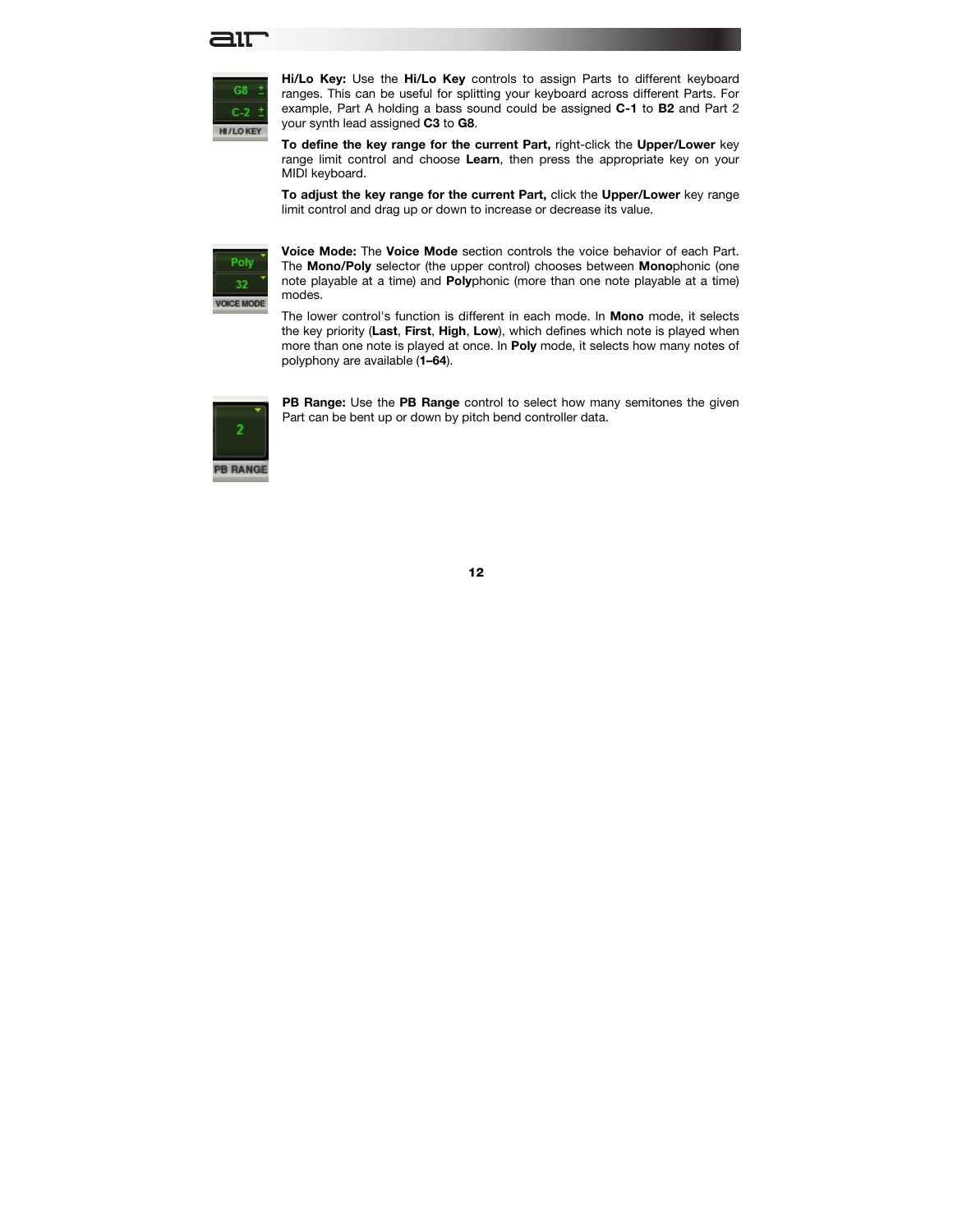**Hi/Lo Key:** Use the **Hi/Lo Key** controls to assign Parts to different keyboard ranges. This can be useful for splitting your keyboard across different Parts. For example, Part A holding a bass sound could be assigned **C-1** to **B2** and Part 2 your synth lead assigned **C3** to **G8**.

**To define the key range for the current Part,** right-click the **Upper/Lower** key range limit control and choose **Learn**, then press the appropriate key on your MIDI keyboard.

**To adjust the key range for the current Part,** click the **Upper/Lower** key range limit control and drag up or down to increase or decrease its value.

**Voice Mode:** The **Voice Mode** section controls the voice behavior of each Part. The **Mono/Poly** selector (the upper control) chooses between **Mono**phonic (one note playable at a time) and **Poly**phonic (more than one note playable at a time) modes.

The lower control's function is different in each mode. In **Mono** mode, it selects the key priority (**Last**, **First**, **High**, **Low**), which defines which note is played when more than one note is played at once. In **Poly** mode, it selects how many notes of polyphony are available (**1–64**).

**PB Range:** Use the **PB Range** control to select how many semitones the given Part can be bent up or down by pitch bend controller data.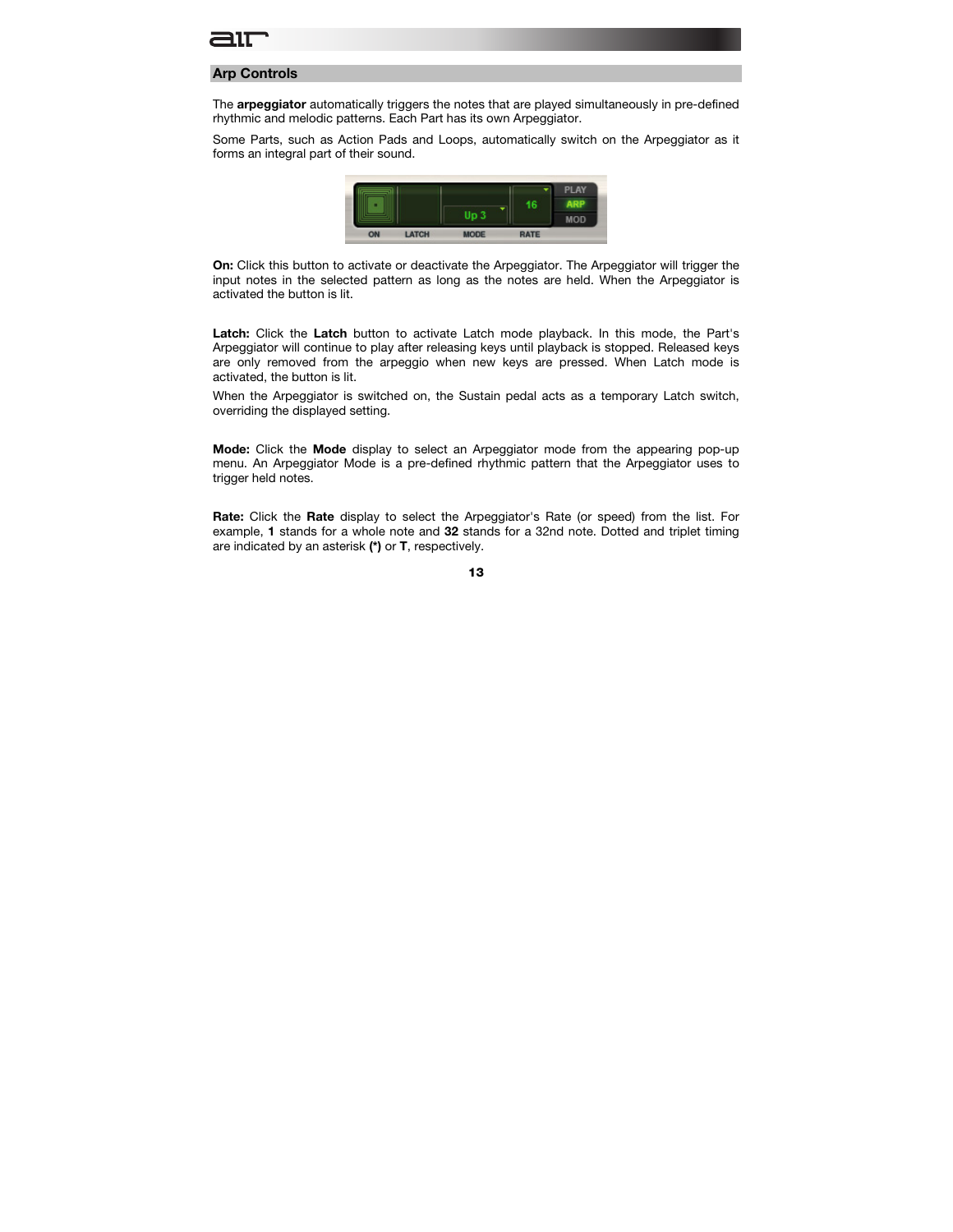## Arp Controls

The **arpeggiator** automatically triggers the notes that are played simultaneously in pre-defined rhythmic and melodic patterns. Each Part has its own Arpeggiator.

Some Parts, such as Action Pads and Loops, automatically switch on the Arpeggiator as it forms an integral part of their sound.

**On:** Click this button to activate or deactivate the Arpeggiator. The Arpeggiator will trigger the input notes in the selected pattern as long as the notes are held. When the Arpeggiator is activated the button is lit.

**Latch:** Click the **Latch** button to activate Latch mode playback. In this mode, the Part's Arpeggiator will continue to play after releasing keys until playback is stopped. Released keys are only removed from the arpeggio when new keys are pressed. When Latch mode is activated, the button is lit.

When the Arpeggiator is switched on, the Sustain pedal acts as a temporary Latch switch, overriding the displayed setting.

**Mode:** Click the **Mode** display to select an Arpeggiator mode from the appearing pop-up menu. An Arpeggiator Mode is a pre-defined rhythmic pattern that the Arpeggiator uses to trigger held notes.

**Rate:** Click the **Rate** display to select the Arpeggiator's Rate (or speed) from the list. For example, **1** stands for a whole note and **32** stands for a 32nd note. Dotted and triplet timing are indicated by an asterisk **(*)** or **T**, respectively.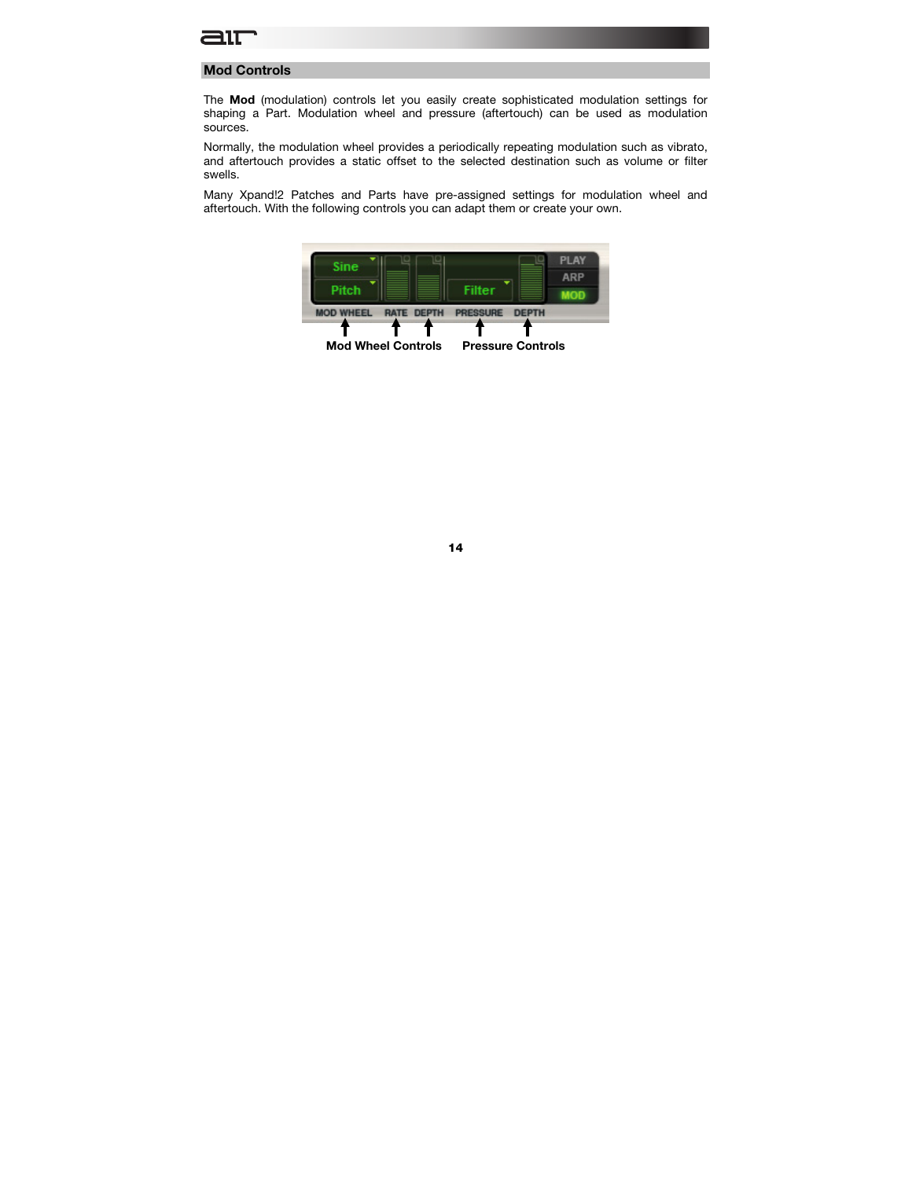## Mod Controls

The **Mod** (modulation) controls let you easily create sophisticated modulation settings for shaping a Part. Modulation wheel and pressure (aftertouch) can be used as modulation sources.

Normally, the modulation wheel provides a periodically repeating modulation such as vibrato, and aftertouch provides a static offset to the selected destination such as volume or filter swells.

Many Xpand!2 Patches and Parts have pre-assigned settings for modulation wheel and aftertouch. With the following controls you can adapt them or create your own.

Mod Wheel Controls     Pressure Controls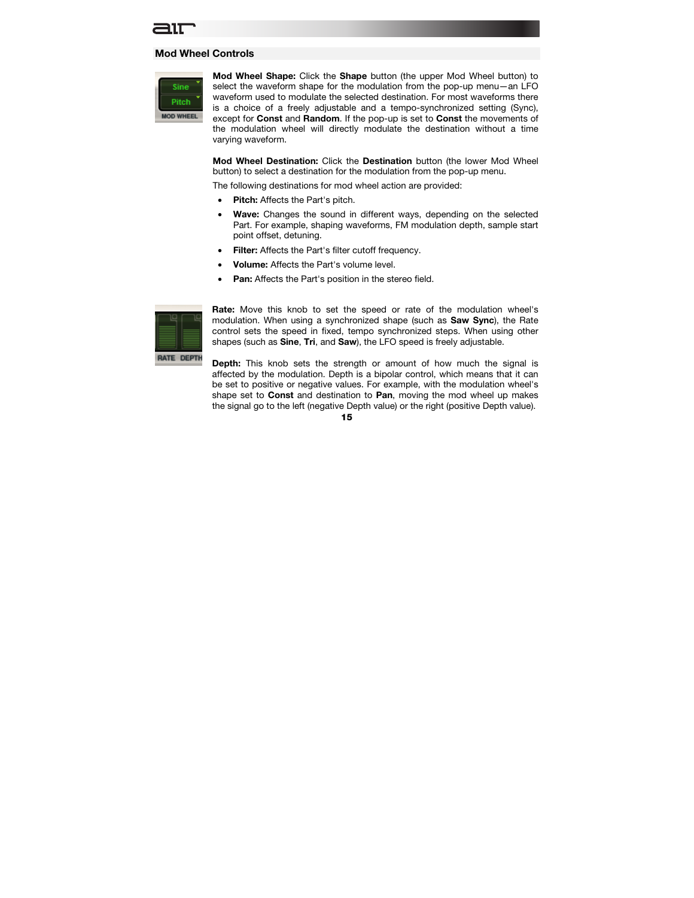## Mod Wheel Controls

**Mod Wheel Shape:** Click the **Shape** button (the upper Mod Wheel button) to select the waveform shape for the modulation from the pop-up menu—an LFO waveform used to modulate the selected destination. For most waveforms there is a choice of a freely adjustable and a tempo-synchronized setting (Sync), except for **Const** and **Random**. If the pop-up is set to **Const** the movements of the modulation wheel will directly modulate the destination without a time varying waveform.

**Mod Wheel Destination:** Click the **Destination** button (the lower Mod Wheel button) to select a destination for the modulation from the pop-up menu.

The following destinations for mod wheel action are provided:

- **Pitch:** Affects the Part's pitch.
- **Wave:** Changes the sound in different ways, depending on the selected Part. For example, shaping waveforms, FM modulation depth, sample start point offset, detuning.
- **Filter:** Affects the Part's filter cutoff frequency.
- **Volume:** Affects the Part's volume level.
- **Pan:** Affects the Part's position in the stereo field.

**Rate:** Move this knob to set the speed or rate of the modulation wheel's modulation. When using a synchronized shape (such as **Saw Sync**), the Rate control sets the speed in fixed, tempo synchronized steps. When using other shapes (such as **Sine**, **Tri**, and **Saw**), the LFO speed is freely adjustable.

**Depth:** This knob sets the strength or amount of how much the signal is affected by the modulation. Depth is a bipolar control, which means that it can be set to positive or negative values. For example, with the modulation wheel's shape set to **Const** and destination to **Pan**, moving the mod wheel up makes the signal go to the left (negative Depth value) or the right (positive Depth value).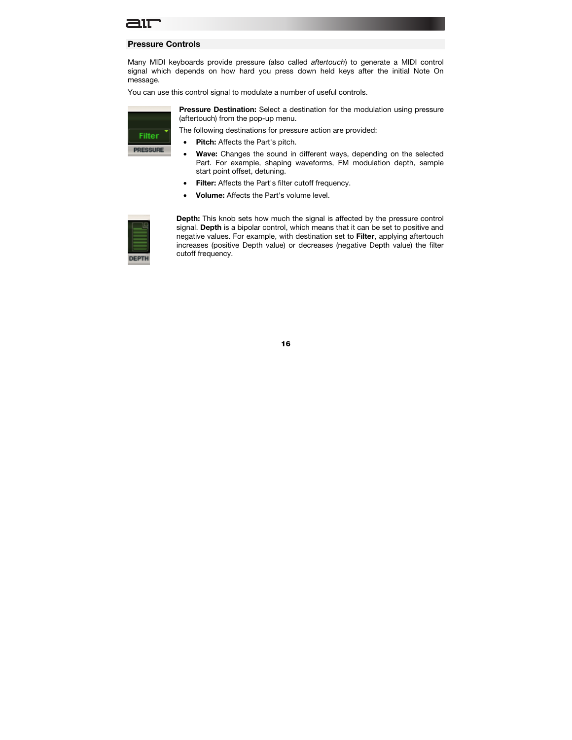## Pressure Controls

Many MIDI keyboards provide pressure (also called *aftertouch*) to generate a MIDI control signal which depends on how hard you press down held keys after the initial Note On message.

You can use this control signal to modulate a number of useful controls.

**Pressure Destination:** Select a destination for the modulation using pressure (aftertouch) from the pop-up menu.

The following destinations for pressure action are provided:

- **Pitch:** Affects the Part's pitch.
- **Wave:** Changes the sound in different ways, depending on the selected Part. For example, shaping waveforms, FM modulation depth, sample start point offset, detuning.
- **Filter:** Affects the Part's filter cutoff frequency.
- **Volume:** Affects the Part's volume level.

**Depth:** This knob sets how much the signal is affected by the pressure control signal. **Depth** is a bipolar control, which means that it can be set to positive and negative values. For example, with destination set to **Filter**, applying aftertouch increases (positive Depth value) or decreases (negative Depth value) the filter cutoff frequency.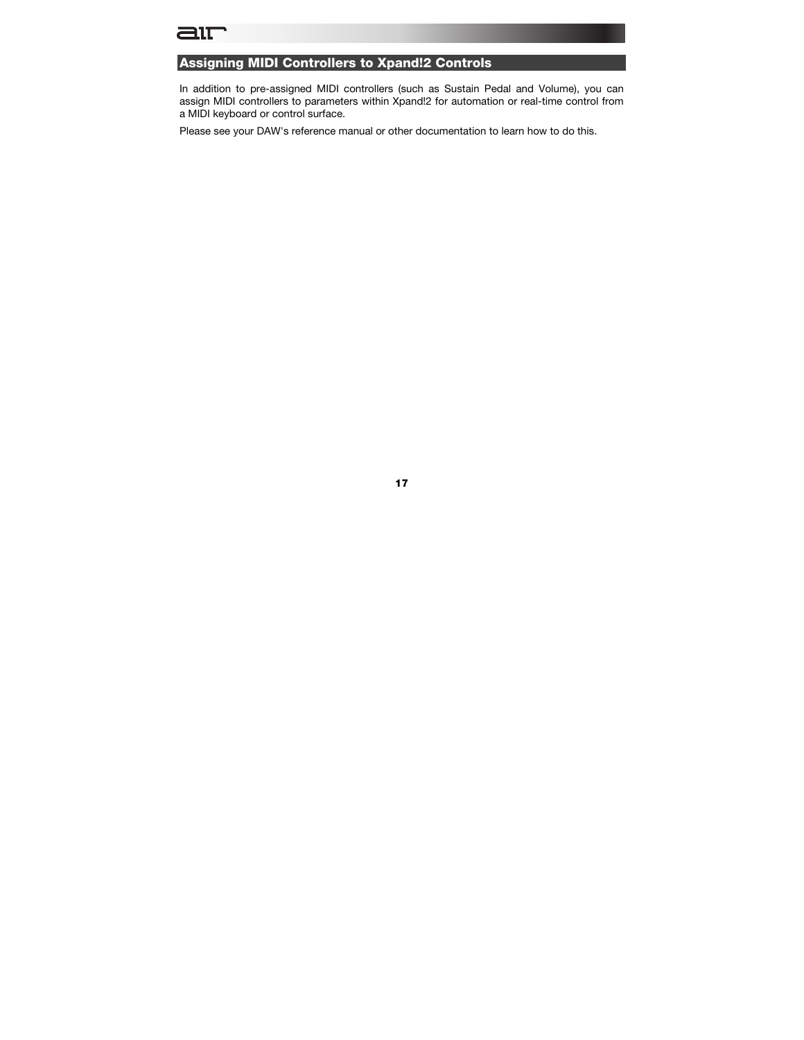## Assigning MIDI Controllers to Xpand!2 Controls

In addition to pre-assigned MIDI controllers (such as Sustain Pedal and Volume), you can assign MIDI controllers to parameters within Xpand!2 for automation or real-time control from a MIDI keyboard or control surface.

Please see your DAW's reference manual or other documentation to learn how to do this.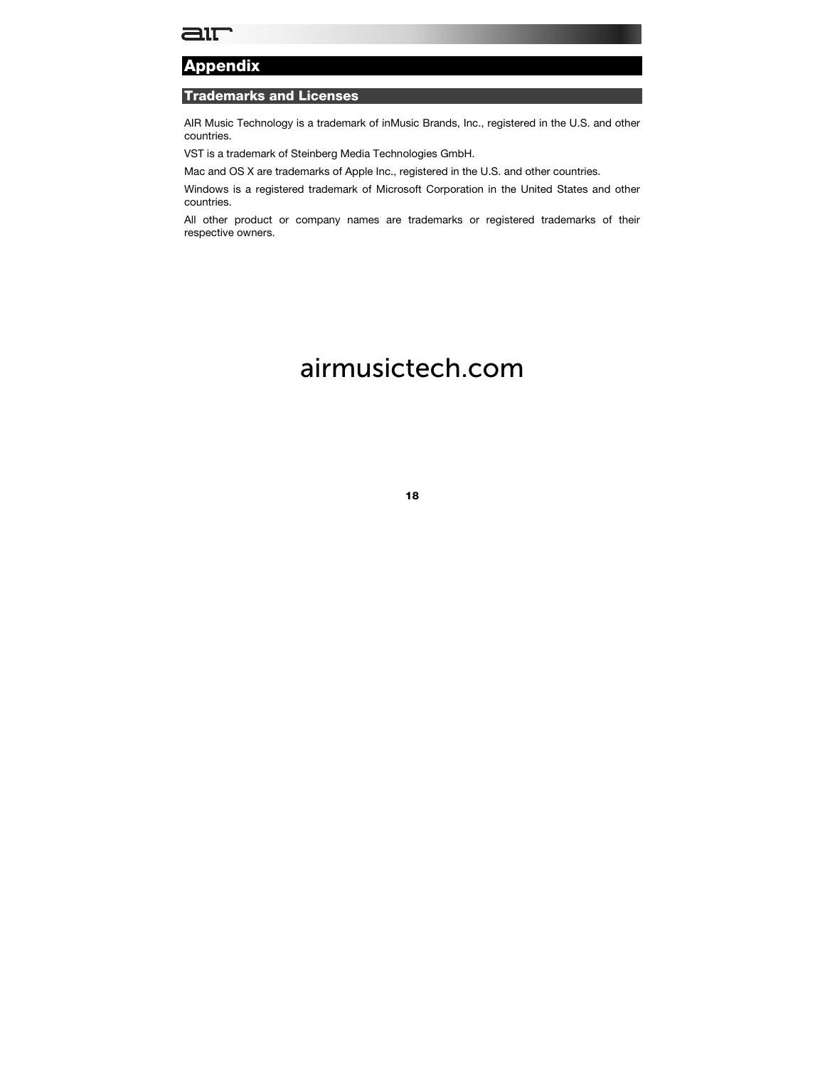# Appendix

## Trademarks and Licenses

AIR Music Technology is a trademark of inMusic Brands, Inc., registered in the U.S. and other countries.

VST is a trademark of Steinberg Media Technologies GmbH.

Mac and OS X are trademarks of Apple Inc., registered in the U.S. and other countries.

Windows is a registered trademark of Microsoft Corporation in the United States and other countries.

All other product or company names are trademarks or registered trademarks of their respective owners.

airmusictech.com